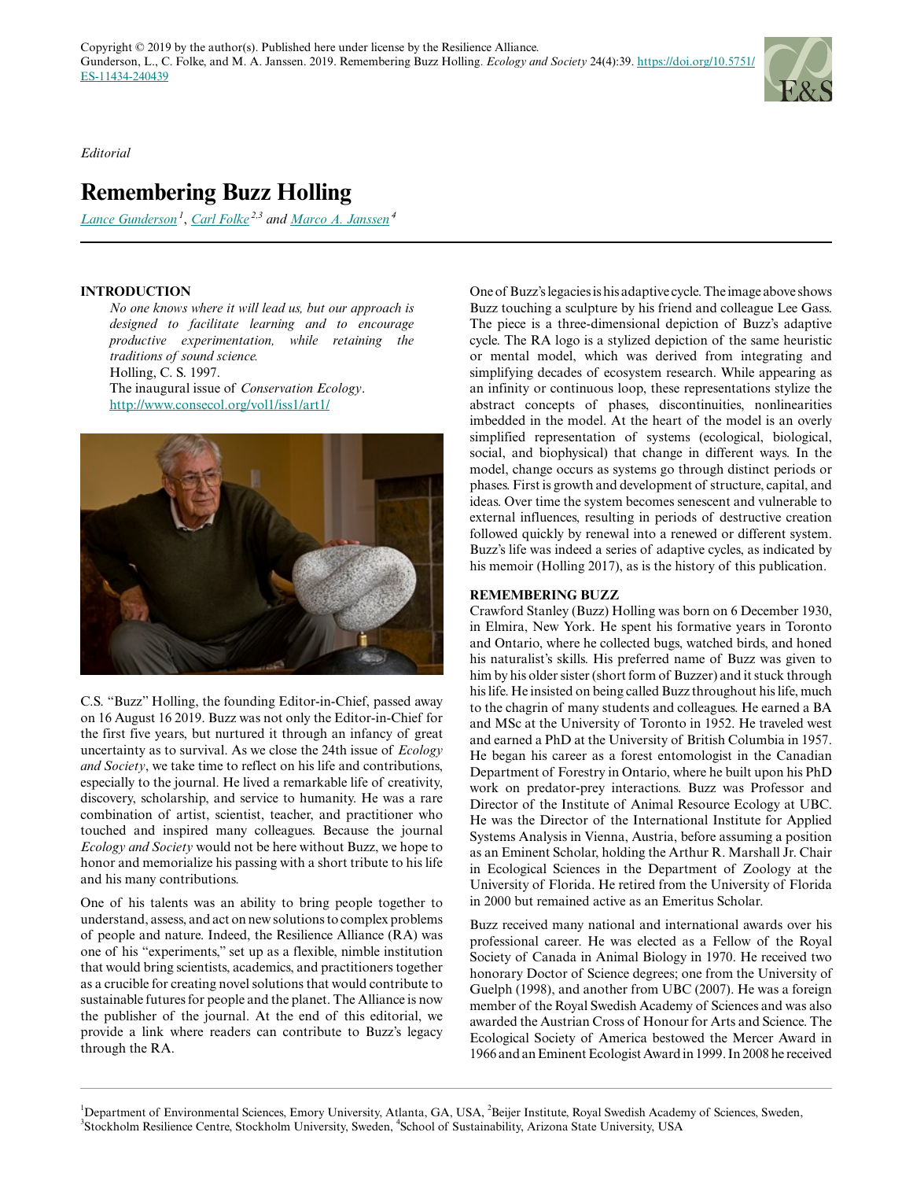Copyright © 2019 by the author(s). Published here under license by the Resilience Alliance.
Gunderson, L., C. Folke, and M. A. Janssen. 2019. Remembering Buzz Holling. *Ecology and Society* 24(4):39. https://doi.org/10.5751/ES-11434-240439

*Editorial*

# Remembering Buzz Holling

Lance Gunderson[1], Carl Folke[2,3] and Marco A. Janssen[4]

## INTRODUCTION

*No one knows where it will lead us, but our approach is designed to facilitate learning and to encourage productive experimentation, while retaining the traditions of sound science.*
Holling, C. S. 1997.
The inaugural issue of *Conservation Ecology*.
http://www.consecol.org/vol1/iss1/art1/

C.S. "Buzz" Holling, the founding Editor-in-Chief, passed away on 16 August 16 2019. Buzz was not only the Editor-in-Chief for the first five years, but nurtured it through an infancy of great uncertainty as to survival. As we close the 24th issue of *Ecology and Society*, we take time to reflect on his life and contributions, especially to the journal. He lived a remarkable life of creativity, discovery, scholarship, and service to humanity. He was a rare combination of artist, scientist, teacher, and practitioner who touched and inspired many colleagues. Because the journal *Ecology and Society* would not be here without Buzz, we hope to honor and memorialize his passing with a short tribute to his life and his many contributions.

One of his talents was an ability to bring people together to understand, assess, and act on new solutions to complex problems of people and nature. Indeed, the Resilience Alliance (RA) was one of his "experiments," set up as a flexible, nimble institution that would bring scientists, academics, and practitioners together as a crucible for creating novel solutions that would contribute to sustainable futures for people and the planet. The Alliance is now the publisher of the journal. At the end of this editorial, we provide a link where readers can contribute to Buzz's legacy through the RA.

One of Buzz's legacies is his adaptive cycle. The image above shows Buzz touching a sculpture by his friend and colleague Lee Gass. The piece is a three-dimensional depiction of Buzz's adaptive cycle. The RA logo is a stylized depiction of the same heuristic or mental model, which was derived from integrating and simplifying decades of ecosystem research. While appearing as an infinity or continuous loop, these representations stylize the abstract concepts of phases, discontinuities, nonlinearities imbedded in the model. At the heart of the model is an overly simplified representation of systems (ecological, biological, social, and biophysical) that change in different ways. In the model, change occurs as systems go through distinct periods or phases. First is growth and development of structure, capital, and ideas. Over time the system becomes senescent and vulnerable to external influences, resulting in periods of destructive creation followed quickly by renewal into a renewed or different system. Buzz's life was indeed a series of adaptive cycles, as indicated by his memoir (Holling 2017), as is the history of this publication.

## REMEMBERING BUZZ

Crawford Stanley (Buzz) Holling was born on 6 December 1930, in Elmira, New York. He spent his formative years in Toronto and Ontario, where he collected bugs, watched birds, and honed his naturalist's skills. His preferred name of Buzz was given to him by his older sister (short form of Buzzer) and it stuck through his life. He insisted on being called Buzz throughout his life, much to the chagrin of many students and colleagues. He earned a BA and MSc at the University of Toronto in 1952. He traveled west and earned a PhD at the University of British Columbia in 1957. He began his career as a forest entomologist in the Canadian Department of Forestry in Ontario, where he built upon his PhD work on predator-prey interactions. Buzz was Professor and Director of the Institute of Animal Resource Ecology at UBC. He was the Director of the International Institute for Applied Systems Analysis in Vienna, Austria, before assuming a position as an Eminent Scholar, holding the Arthur R. Marshall Jr. Chair in Ecological Sciences in the Department of Zoology at the University of Florida. He retired from the University of Florida in 2000 but remained active as an Emeritus Scholar.

Buzz received many national and international awards over his professional career. He was elected as a Fellow of the Royal Society of Canada in Animal Biology in 1970. He received two honorary Doctor of Science degrees; one from the University of Guelph (1998), and another from UBC (2007). He was a foreign member of the Royal Swedish Academy of Sciences and was also awarded the Austrian Cross of Honour for Arts and Science. The Ecological Society of America bestowed the Mercer Award in 1966 and an Eminent Ecologist Award in 1999. In 2008 he received

[1]Department of Environmental Sciences, Emory University, Atlanta, GA, USA, [2]Beijer Institute, Royal Swedish Academy of Sciences, Sweden, [3]Stockholm Resilience Centre, Stockholm University, Sweden, [4]School of Sustainability, Arizona State University, USA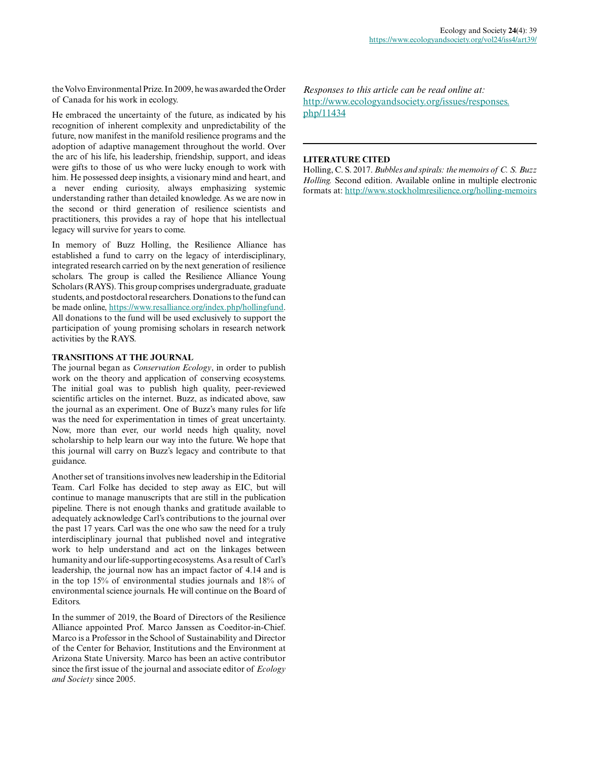the Volvo Environmental Prize. In 2009, he was awarded the Order of Canada for his work in ecology.

He embraced the uncertainty of the future, as indicated by his recognition of inherent complexity and unpredictability of the future, now manifest in the manifold resilience programs and the adoption of adaptive management throughout the world. Over the arc of his life, his leadership, friendship, support, and ideas were gifts to those of us who were lucky enough to work with him. He possessed deep insights, a visionary mind and heart, and a never ending curiosity, always emphasizing systemic understanding rather than detailed knowledge. As we are now in the second or third generation of resilience scientists and practitioners, this provides a ray of hope that his intellectual legacy will survive for years to come.

In memory of Buzz Holling, the Resilience Alliance has established a fund to carry on the legacy of interdisciplinary, integrated research carried on by the next generation of resilience scholars. The group is called the Resilience Alliance Young Scholars (RAYS). This group comprises undergraduate, graduate students, and postdoctoral researchers. Donations to the fund can be made online, https://www.resalliance.org/index.php/hollingfund. All donations to the fund will be used exclusively to support the participation of young promising scholars in research network activities by the RAYS.

## TRANSITIONS AT THE JOURNAL

The journal began as *Conservation Ecology*, in order to publish work on the theory and application of conserving ecosystems. The initial goal was to publish high quality, peer-reviewed scientific articles on the internet. Buzz, as indicated above, saw the journal as an experiment. One of Buzz's many rules for life was the need for experimentation in times of great uncertainty. Now, more than ever, our world needs high quality, novel scholarship to help learn our way into the future. We hope that this journal will carry on Buzz's legacy and contribute to that guidance.

Another set of transitions involves new leadership in the Editorial Team. Carl Folke has decided to step away as EIC, but will continue to manage manuscripts that are still in the publication pipeline. There is not enough thanks and gratitude available to adequately acknowledge Carl's contributions to the journal over the past 17 years. Carl was the one who saw the need for a truly interdisciplinary journal that published novel and integrative work to help understand and act on the linkages between humanity and our life-supporting ecosystems. As a result of Carl's leadership, the journal now has an impact factor of 4.14 and is in the top 15% of environmental studies journals and 18% of environmental science journals. He will continue on the Board of Editors.

In the summer of 2019, the Board of Directors of the Resilience Alliance appointed Prof. Marco Janssen as Coeditor-in-Chief. Marco is a Professor in the School of Sustainability and Director of the Center for Behavior, Institutions and the Environment at Arizona State University. Marco has been an active contributor since the first issue of the journal and associate editor of *Ecology and Society* since 2005.

*Responses to this article can be read online at:* http://www.ecologyandsociety.org/issues/responses.php/11434

## LITERATURE CITED

Holling, C. S. 2017. *Bubbles and spirals: the memoirs of C. S. Buzz Holling.* Second edition. Available online in multiple electronic formats at: http://www.stockholmresilience.org/holling-memoirs